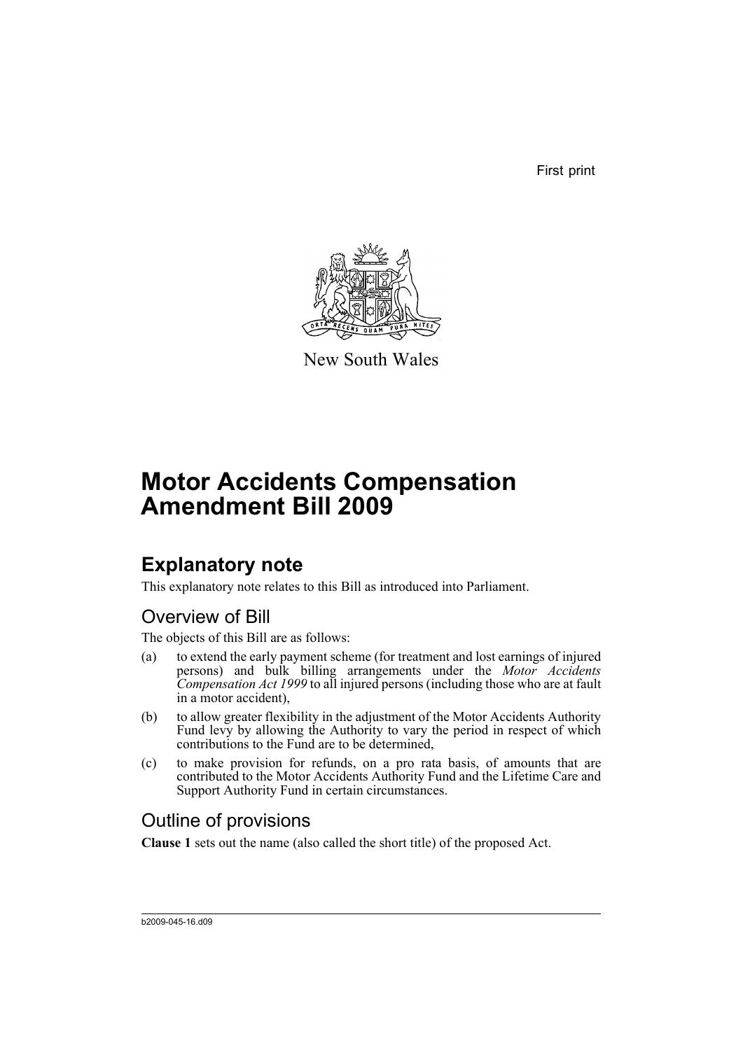First print

New South Wales

# Motor Accidents Compensation Amendment Bill 2009

## Explanatory note

This explanatory note relates to this Bill as introduced into Parliament.

### Overview of Bill

The objects of this Bill are as follows:

(a) to extend the early payment scheme (for treatment and lost earnings of injured persons) and bulk billing arrangements under the *Motor Accidents Compensation Act 1999* to all injured persons (including those who are at fault in a motor accident),

(b) to allow greater flexibility in the adjustment of the Motor Accidents Authority Fund levy by allowing the Authority to vary the period in respect of which contributions to the Fund are to be determined,

(c) to make provision for refunds, on a pro rata basis, of amounts that are contributed to the Motor Accidents Authority Fund and the Lifetime Care and Support Authority Fund in certain circumstances.

### Outline of provisions

**Clause 1** sets out the name (also called the short title) of the proposed Act.

b2009-045-16.d09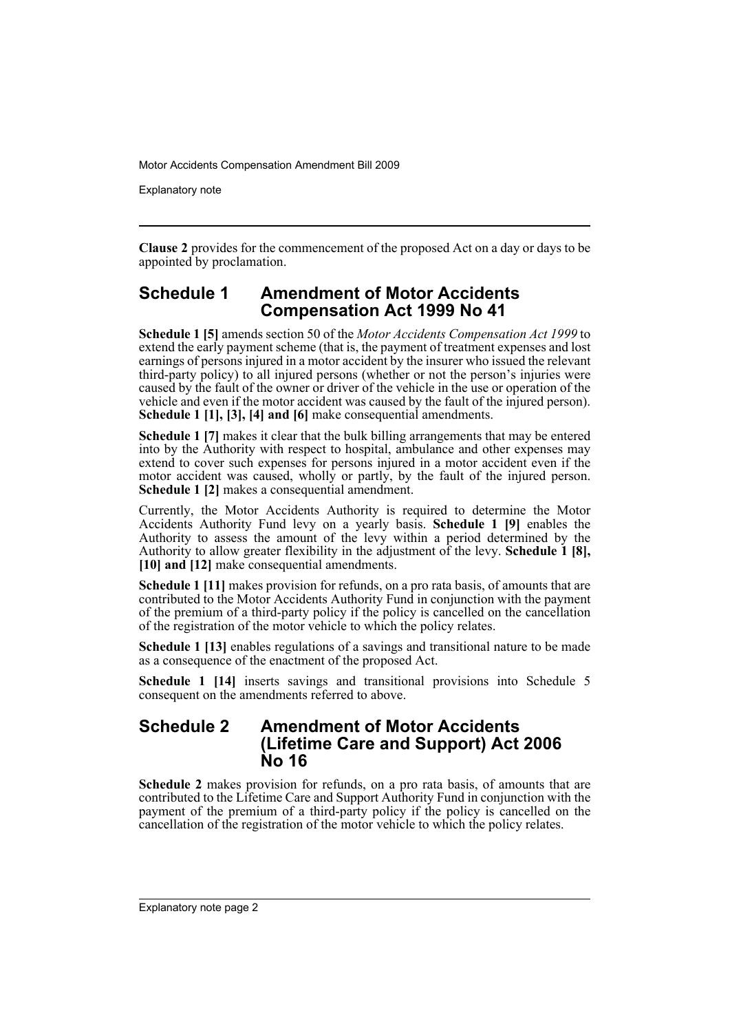**Clause 2** provides for the commencement of the proposed Act on a day or days to be appointed by proclamation.

## Schedule 1 Amendment of Motor Accidents Compensation Act 1999 No 41

**Schedule 1 [5]** amends section 50 of the *Motor Accidents Compensation Act 1999* to extend the early payment scheme (that is, the payment of treatment expenses and lost earnings of persons injured in a motor accident by the insurer who issued the relevant third-party policy) to all injured persons (whether or not the person's injuries were caused by the fault of the owner or driver of the vehicle in the use or operation of the vehicle and even if the motor accident was caused by the fault of the injured person). **Schedule 1 [1], [3], [4] and [6]** make consequential amendments.

**Schedule 1 [7]** makes it clear that the bulk billing arrangements that may be entered into by the Authority with respect to hospital, ambulance and other expenses may extend to cover such expenses for persons injured in a motor accident even if the motor accident was caused, wholly or partly, by the fault of the injured person. **Schedule 1 [2]** makes a consequential amendment.

Currently, the Motor Accidents Authority is required to determine the Motor Accidents Authority Fund levy on a yearly basis. **Schedule 1 [9]** enables the Authority to assess the amount of the levy within a period determined by the Authority to allow greater flexibility in the adjustment of the levy. **Schedule 1 [8], [10] and [12]** make consequential amendments.

**Schedule 1 [11]** makes provision for refunds, on a pro rata basis, of amounts that are contributed to the Motor Accidents Authority Fund in conjunction with the payment of the premium of a third-party policy if the policy is cancelled on the cancellation of the registration of the motor vehicle to which the policy relates.

**Schedule 1 [13]** enables regulations of a savings and transitional nature to be made as a consequence of the enactment of the proposed Act.

**Schedule 1 [14]** inserts savings and transitional provisions into Schedule 5 consequent on the amendments referred to above.

## Schedule 2 Amendment of Motor Accidents (Lifetime Care and Support) Act 2006 No 16

**Schedule 2** makes provision for refunds, on a pro rata basis, of amounts that are contributed to the Lifetime Care and Support Authority Fund in conjunction with the payment of the premium of a third-party policy if the policy is cancelled on the cancellation of the registration of the motor vehicle to which the policy relates.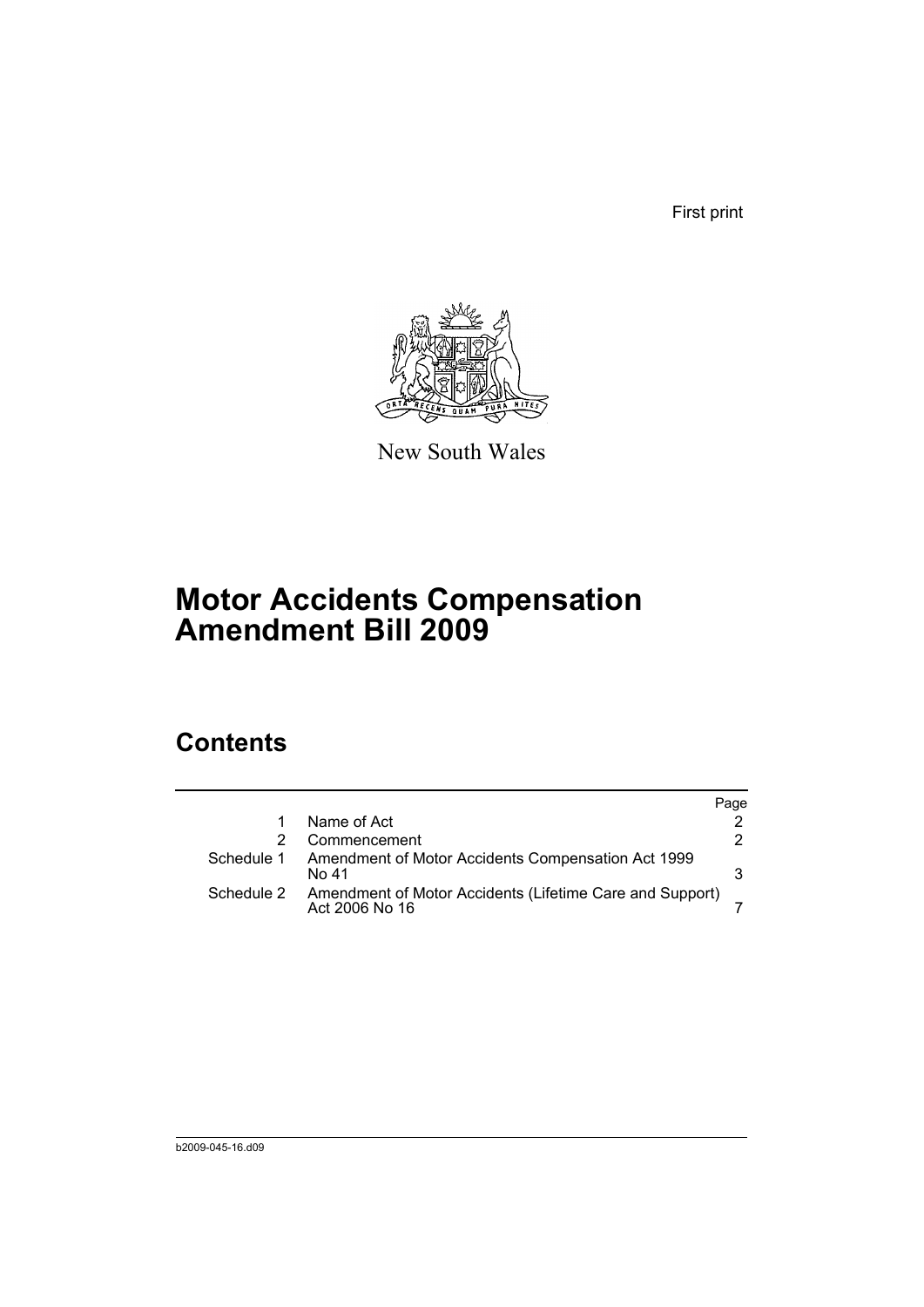First print

New South Wales

# Motor Accidents Compensation Amendment Bill 2009

## Contents

| | | Page |
|---|---|---|
| 1 | Name of Act | 2 |
| 2 | Commencement | 2 |
| Schedule 1 | Amendment of Motor Accidents Compensation Act 1999 No 41 | 3 |
| Schedule 2 | Amendment of Motor Accidents (Lifetime Care and Support) Act 2006 No 16 | 7 |

b2009-045-16.d09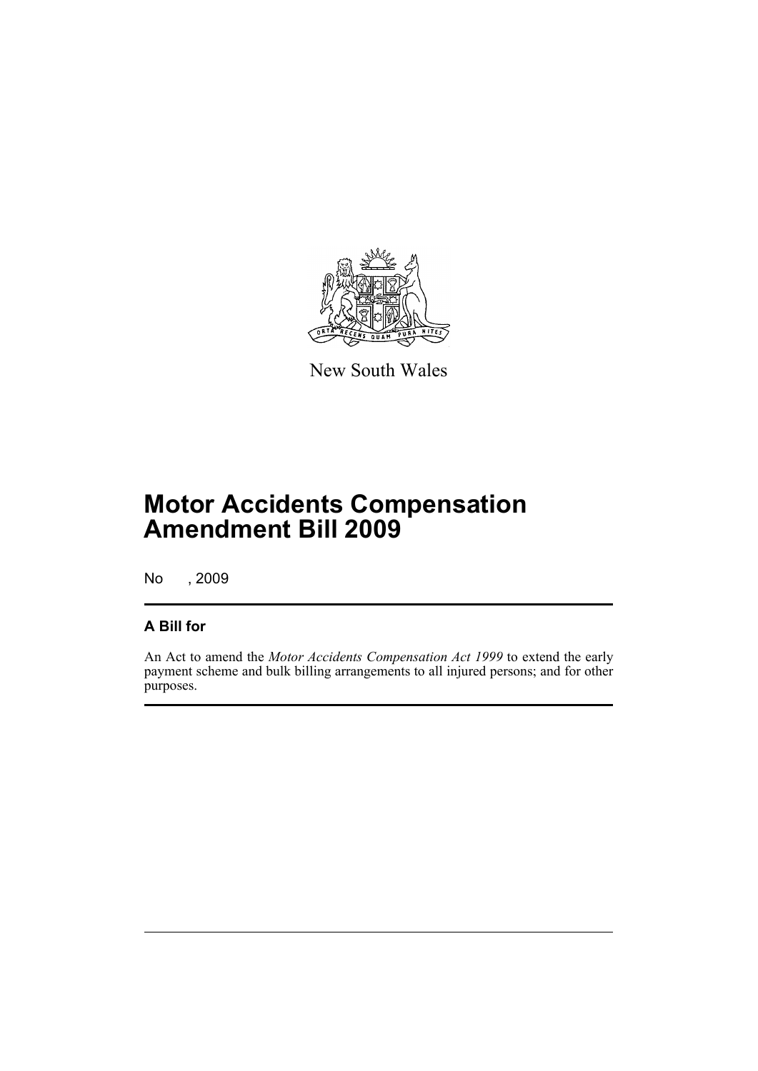New South Wales

# Motor Accidents Compensation Amendment Bill 2009

No , 2009

## A Bill for

An Act to amend the *Motor Accidents Compensation Act 1999* to extend the early payment scheme and bulk billing arrangements to all injured persons; and for other purposes.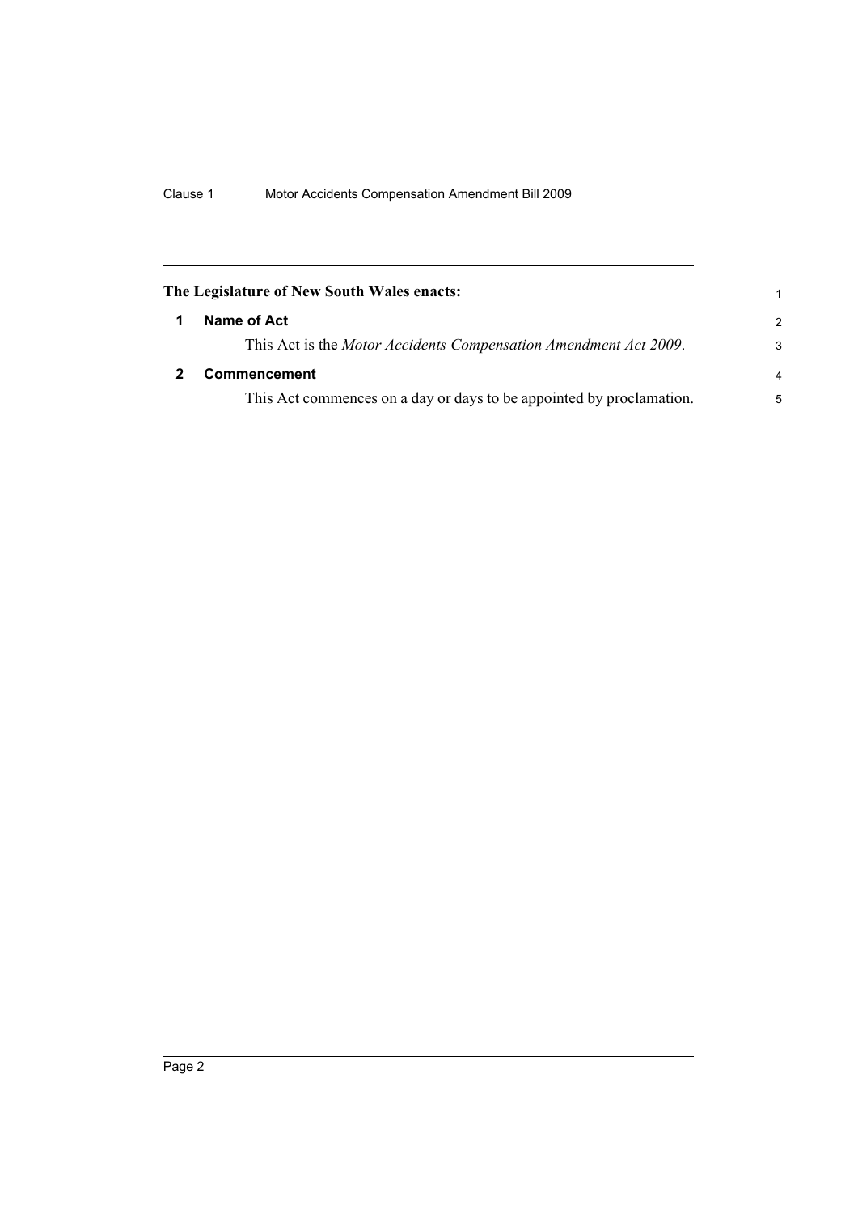**The Legislature of New South Wales enacts:**

## 1 Name of Act

This Act is the *Motor Accidents Compensation Amendment Act 2009*.

## 2 Commencement

This Act commences on a day or days to be appointed by proclamation.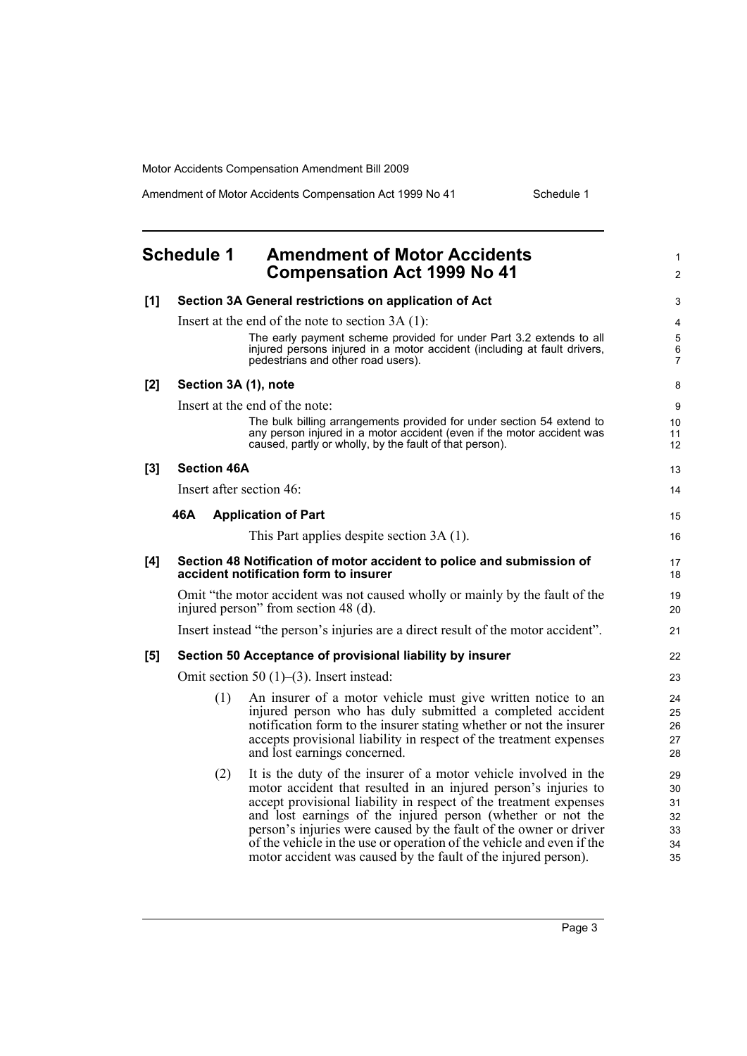## Schedule 1 Amendment of Motor Accidents Compensation Act 1999 No 41

**[1] Section 3A General restrictions on application of Act**

Insert at the end of the note to section 3A (1):

> The early payment scheme provided for under Part 3.2 extends to all injured persons injured in a motor accident (including at fault drivers, pedestrians and other road users).

**[2] Section 3A (1), note**

Insert at the end of the note:

> The bulk billing arrangements provided for under section 54 extend to any person injured in a motor accident (even if the motor accident was caused, partly or wholly, by the fault of that person).

**[3] Section 46A**

Insert after section 46:

**46A Application of Part**

This Part applies despite section 3A (1).

**[4] Section 48 Notification of motor accident to police and submission of accident notification form to insurer**

Omit "the motor accident was not caused wholly or mainly by the fault of the injured person" from section 48 (d).

Insert instead "the person's injuries are a direct result of the motor accident".

**[5] Section 50 Acceptance of provisional liability by insurer**

Omit section 50 (1)–(3). Insert instead:

(1) An insurer of a motor vehicle must give written notice to an injured person who has duly submitted a completed accident notification form to the insurer stating whether or not the insurer accepts provisional liability in respect of the treatment expenses and lost earnings concerned.

(2) It is the duty of the insurer of a motor vehicle involved in the motor accident that resulted in an injured person's injuries to accept provisional liability in respect of the treatment expenses and lost earnings of the injured person (whether or not the person's injuries were caused by the fault of the owner or driver of the vehicle in the use or operation of the vehicle and even if the motor accident was caused by the fault of the injured person).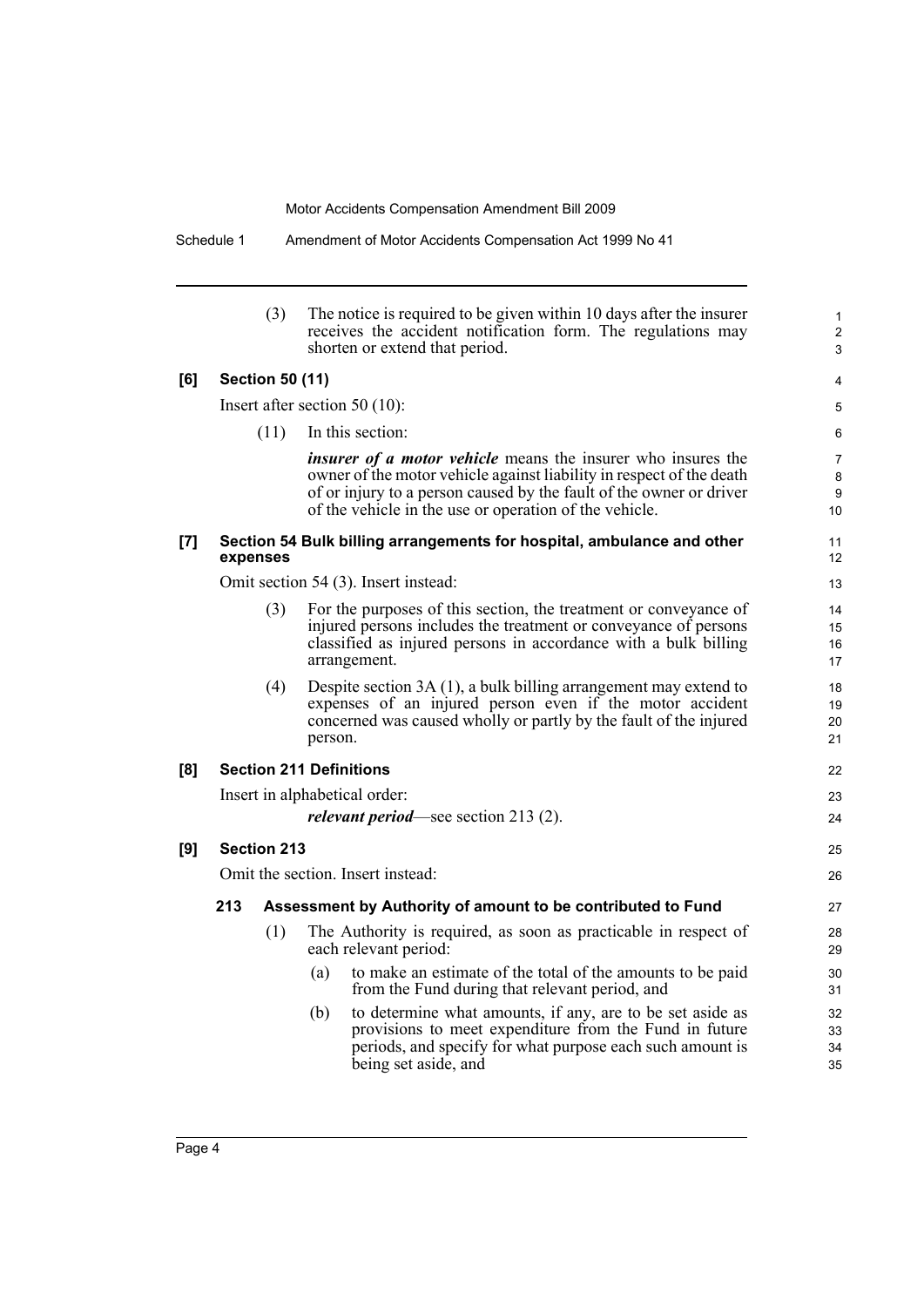(3) The notice is required to be given within 10 days after the insurer receives the accident notification form. The regulations may shorten or extend that period.

**[6] Section 50 (11)**

Insert after section 50 (10):

(11) In this section:

***insurer of a motor vehicle*** means the insurer who insures the owner of the motor vehicle against liability in respect of the death of or injury to a person caused by the fault of the owner or driver of the vehicle in the use or operation of the vehicle.

**[7] Section 54 Bulk billing arrangements for hospital, ambulance and other expenses**

Omit section 54 (3). Insert instead:

(3) For the purposes of this section, the treatment or conveyance of injured persons includes the treatment or conveyance of persons classified as injured persons in accordance with a bulk billing arrangement.

(4) Despite section 3A (1), a bulk billing arrangement may extend to expenses of an injured person even if the motor accident concerned was caused wholly or partly by the fault of the injured person.

**[8] Section 211 Definitions**

Insert in alphabetical order:

***relevant period***—see section 213 (2).

**[9] Section 213**

Omit the section. Insert instead:

**213 Assessment by Authority of amount to be contributed to Fund**

(1) The Authority is required, as soon as practicable in respect of each relevant period:

(a) to make an estimate of the total of the amounts to be paid from the Fund during that relevant period, and

(b) to determine what amounts, if any, are to be set aside as provisions to meet expenditure from the Fund in future periods, and specify for what purpose each such amount is being set aside, and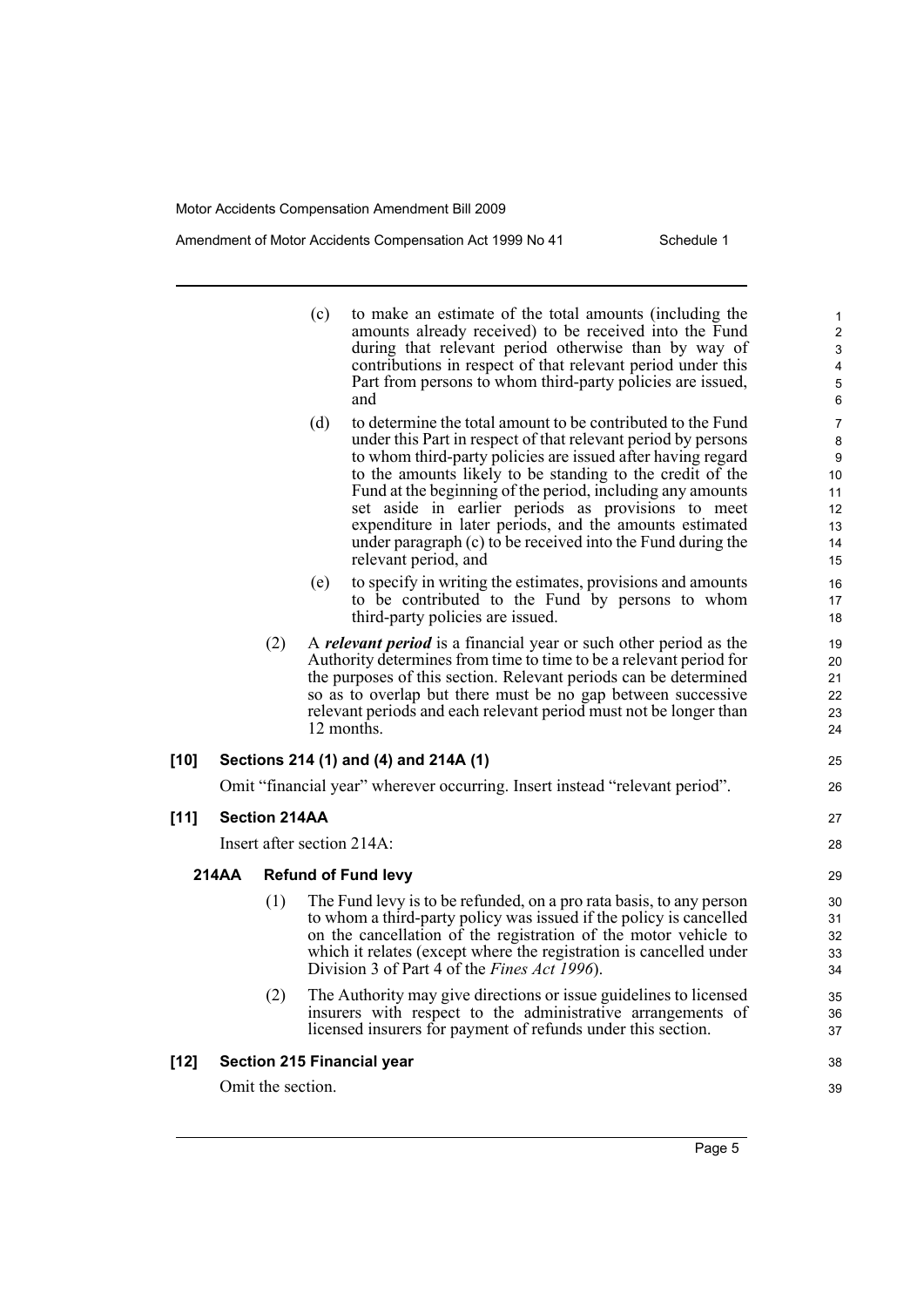(c) to make an estimate of the total amounts (including the amounts already received) to be received into the Fund during that relevant period otherwise than by way of contributions in respect of that relevant period under this Part from persons to whom third-party policies are issued, and

(d) to determine the total amount to be contributed to the Fund under this Part in respect of that relevant period by persons to whom third-party policies are issued after having regard to the amounts likely to be standing to the credit of the Fund at the beginning of the period, including any amounts set aside in earlier periods as provisions to meet expenditure in later periods, and the amounts estimated under paragraph (c) to be received into the Fund during the relevant period, and

(e) to specify in writing the estimates, provisions and amounts to be contributed to the Fund by persons to whom third-party policies are issued.

(2) A ***relevant period*** is a financial year or such other period as the Authority determines from time to time to be a relevant period for the purposes of this section. Relevant periods can be determined so as to overlap but there must be no gap between successive relevant periods and each relevant period must not be longer than 12 months.

### [10] Sections 214 (1) and (4) and 214A (1)

Omit "financial year" wherever occurring. Insert instead "relevant period".

### [11] Section 214AA

Insert after section 214A:

#### 214AA Refund of Fund levy

(1) The Fund levy is to be refunded, on a pro rata basis, to any person to whom a third-party policy was issued if the policy is cancelled on the cancellation of the registration of the motor vehicle to which it relates (except where the registration is cancelled under Division 3 of Part 4 of the *Fines Act 1996*).

(2) The Authority may give directions or issue guidelines to licensed insurers with respect to the administrative arrangements of licensed insurers for payment of refunds under this section.

### [12] Section 215 Financial year

Omit the section.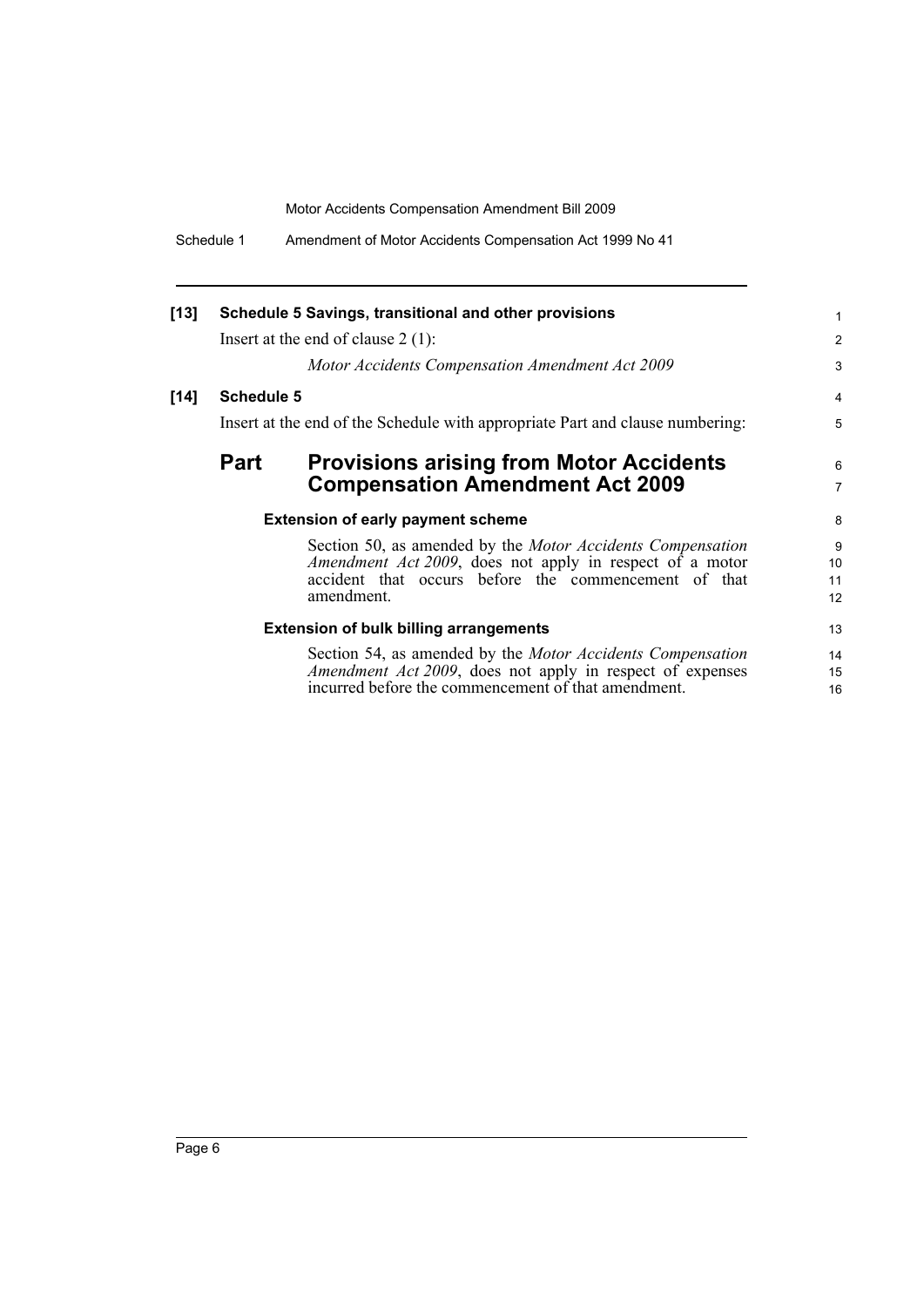**[13] Schedule 5 Savings, transitional and other provisions**

Insert at the end of clause 2 (1):

*Motor Accidents Compensation Amendment Act 2009*

**[14] Schedule 5**

Insert at the end of the Schedule with appropriate Part and clause numbering:

## Part Provisions arising from Motor Accidents Compensation Amendment Act 2009

#### Extension of early payment scheme

Section 50, as amended by the *Motor Accidents Compensation Amendment Act 2009*, does not apply in respect of a motor accident that occurs before the commencement of that amendment.

#### Extension of bulk billing arrangements

Section 54, as amended by the *Motor Accidents Compensation Amendment Act 2009*, does not apply in respect of expenses incurred before the commencement of that amendment.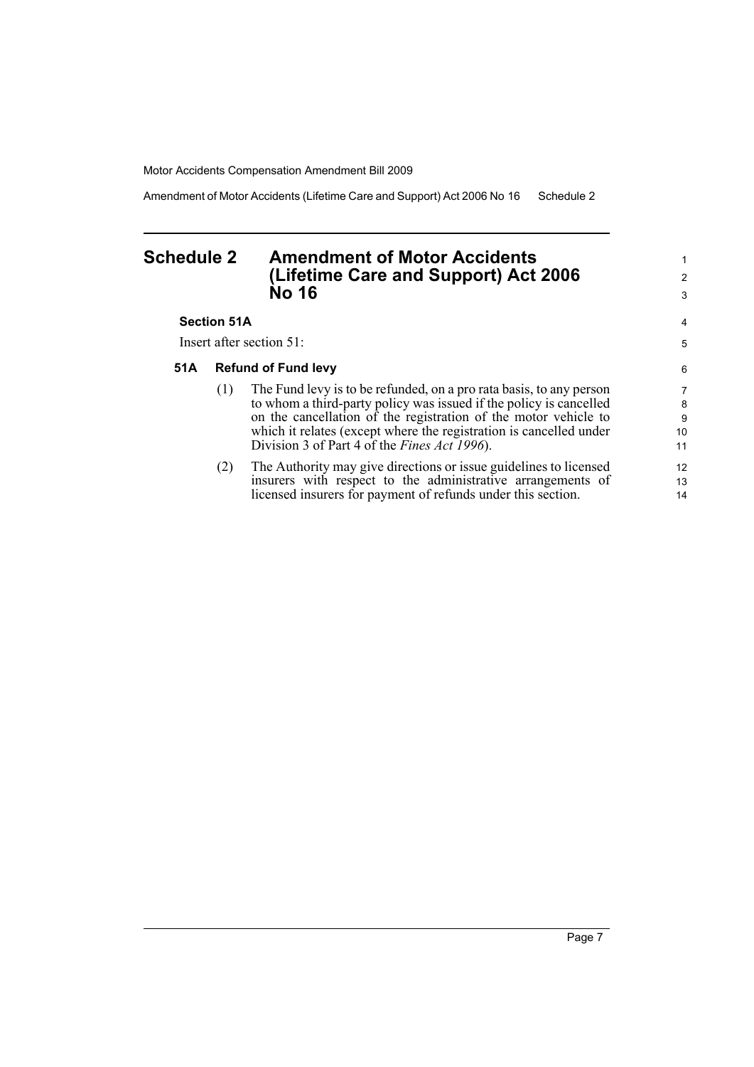# Schedule 2 Amendment of Motor Accidents (Lifetime Care and Support) Act 2006 No 16

### Section 51A

Insert after section 51:

### 51A Refund of Fund levy

(1) The Fund levy is to be refunded, on a pro rata basis, to any person to whom a third-party policy was issued if the policy is cancelled on the cancellation of the registration of the motor vehicle to which it relates (except where the registration is cancelled under Division 3 of Part 4 of the *Fines Act 1996*).

(2) The Authority may give directions or issue guidelines to licensed insurers with respect to the administrative arrangements of licensed insurers for payment of refunds under this section.